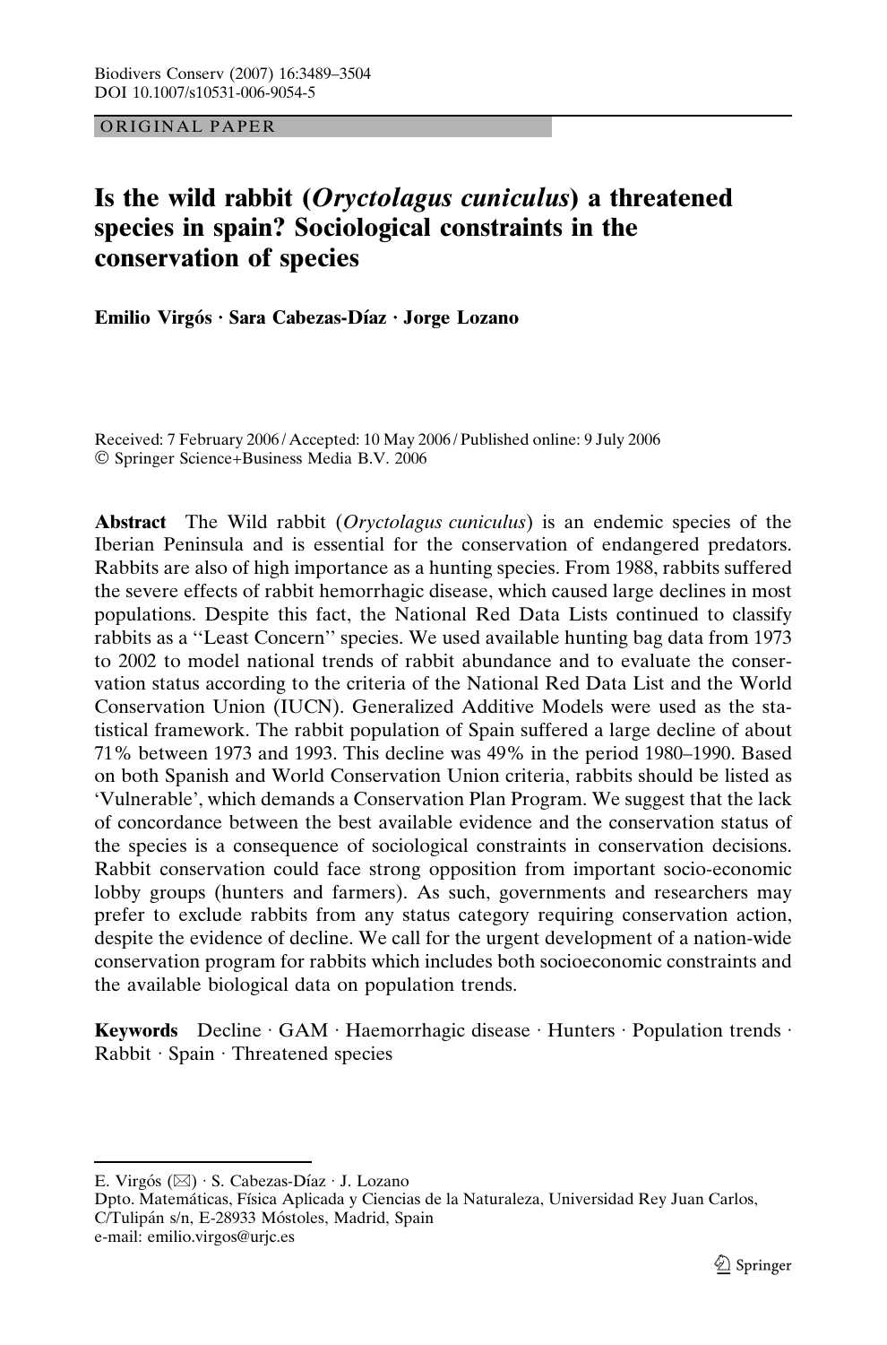ORIGINAL PAPER

# Is the wild rabbit (*Oryctolagus cuniculus*) a threatened species in spain? Sociological constraints in the conservation of species

**Emilio Virgós · Sara Cabezas-Díaz · Jorge Lozano**

Received: 7 February 2006 / Accepted: 10 May 2006 / Published online: 9 July 2006
© Springer Science+Business Media B.V. 2006

**Abstract** The Wild rabbit (*Oryctolagus cuniculus*) is an endemic species of the Iberian Peninsula and is essential for the conservation of endangered predators. Rabbits are also of high importance as a hunting species. From 1988, rabbits suffered the severe effects of rabbit hemorrhagic disease, which caused large declines in most populations. Despite this fact, the National Red Data Lists continued to classify rabbits as a ''Least Concern'' species. We used available hunting bag data from 1973 to 2002 to model national trends of rabbit abundance and to evaluate the conservation status according to the criteria of the National Red Data List and the World Conservation Union (IUCN). Generalized Additive Models were used as the statistical framework. The rabbit population of Spain suffered a large decline of about 71% between 1973 and 1993. This decline was 49% in the period 1980–1990. Based on both Spanish and World Conservation Union criteria, rabbits should be listed as 'Vulnerable', which demands a Conservation Plan Program. We suggest that the lack of concordance between the best available evidence and the conservation status of the species is a consequence of sociological constraints in conservation decisions. Rabbit conservation could face strong opposition from important socio-economic lobby groups (hunters and farmers). As such, governments and researchers may prefer to exclude rabbits from any status category requiring conservation action, despite the evidence of decline. We call for the urgent development of a nation-wide conservation program for rabbits which includes both socioeconomic constraints and the available biological data on population trends.

**Keywords** Decline · GAM · Haemorrhagic disease · Hunters · Population trends · Rabbit · Spain · Threatened species

---

E. Virgós (✉) · S. Cabezas-Díaz · J. Lozano
Dpto. Matemáticas, Física Aplicada y Ciencias de la Naturaleza, Universidad Rey Juan Carlos, C/Tulipán s/n, E-28933 Móstoles, Madrid, Spain
e-mail: emilio.virgos@urjc.es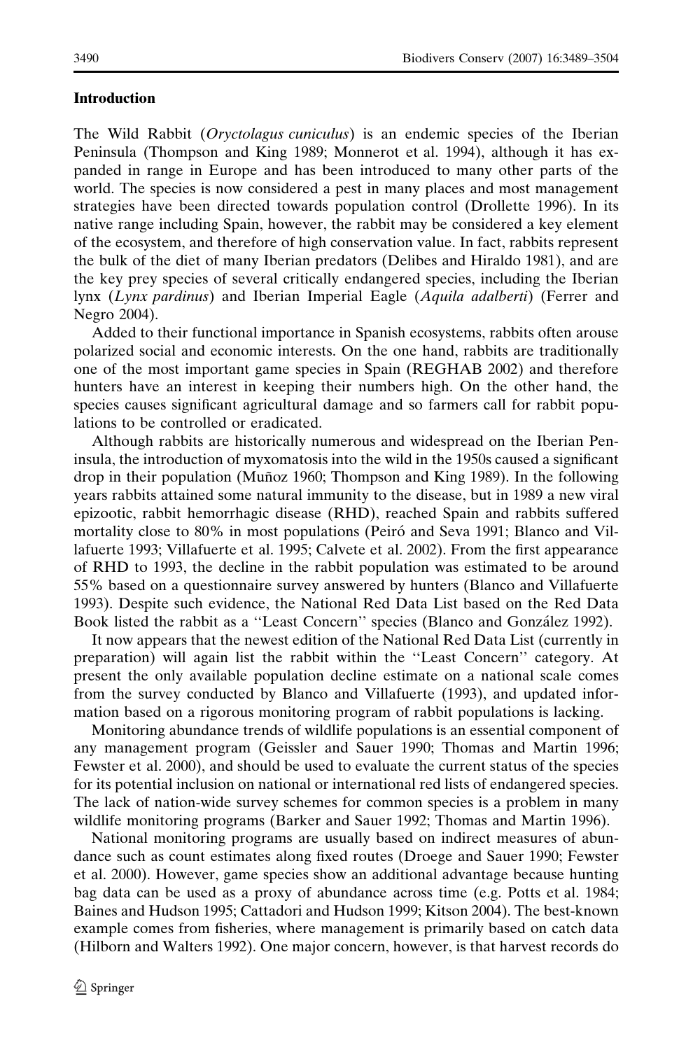## Introduction

The Wild Rabbit (*Oryctolagus cuniculus*) is an endemic species of the Iberian Peninsula (Thompson and King 1989; Monnerot et al. 1994), although it has expanded in range in Europe and has been introduced to many other parts of the world. The species is now considered a pest in many places and most management strategies have been directed towards population control (Drollette 1996). In its native range including Spain, however, the rabbit may be considered a key element of the ecosystem, and therefore of high conservation value. In fact, rabbits represent the bulk of the diet of many Iberian predators (Delibes and Hiraldo 1981), and are the key prey species of several critically endangered species, including the Iberian lynx (*Lynx pardinus*) and Iberian Imperial Eagle (*Aquila adalberti*) (Ferrer and Negro 2004).

Added to their functional importance in Spanish ecosystems, rabbits often arouse polarized social and economic interests. On the one hand, rabbits are traditionally one of the most important game species in Spain (REGHAB 2002) and therefore hunters have an interest in keeping their numbers high. On the other hand, the species causes significant agricultural damage and so farmers call for rabbit populations to be controlled or eradicated.

Although rabbits are historically numerous and widespread on the Iberian Peninsula, the introduction of myxomatosis into the wild in the 1950s caused a significant drop in their population (Muñoz 1960; Thompson and King 1989). In the following years rabbits attained some natural immunity to the disease, but in 1989 a new viral epizootic, rabbit hemorrhagic disease (RHD), reached Spain and rabbits suffered mortality close to 80% in most populations (Peiró and Seva 1991; Blanco and Villafuerte 1993; Villafuerte et al. 1995; Calvete et al. 2002). From the first appearance of RHD to 1993, the decline in the rabbit population was estimated to be around 55% based on a questionnaire survey answered by hunters (Blanco and Villafuerte 1993). Despite such evidence, the National Red Data List based on the Red Data Book listed the rabbit as a ''Least Concern'' species (Blanco and González 1992).

It now appears that the newest edition of the National Red Data List (currently in preparation) will again list the rabbit within the ''Least Concern'' category. At present the only available population decline estimate on a national scale comes from the survey conducted by Blanco and Villafuerte (1993), and updated information based on a rigorous monitoring program of rabbit populations is lacking.

Monitoring abundance trends of wildlife populations is an essential component of any management program (Geissler and Sauer 1990; Thomas and Martin 1996; Fewster et al. 2000), and should be used to evaluate the current status of the species for its potential inclusion on national or international red lists of endangered species. The lack of nation-wide survey schemes for common species is a problem in many wildlife monitoring programs (Barker and Sauer 1992; Thomas and Martin 1996).

National monitoring programs are usually based on indirect measures of abundance such as count estimates along fixed routes (Droege and Sauer 1990; Fewster et al. 2000). However, game species show an additional advantage because hunting bag data can be used as a proxy of abundance across time (e.g. Potts et al. 1984; Baines and Hudson 1995; Cattadori and Hudson 1999; Kitson 2004). The best-known example comes from fisheries, where management is primarily based on catch data (Hilborn and Walters 1992). One major concern, however, is that harvest records do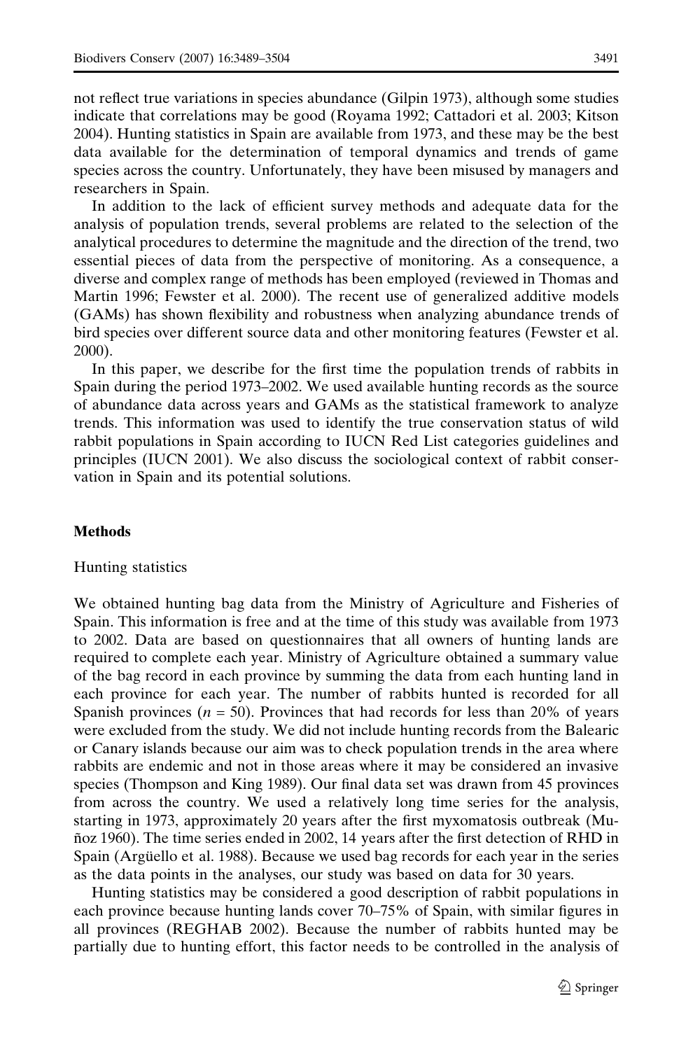not reflect true variations in species abundance (Gilpin 1973), although some studies indicate that correlations may be good (Royama 1992; Cattadori et al. 2003; Kitson 2004). Hunting statistics in Spain are available from 1973, and these may be the best data available for the determination of temporal dynamics and trends of game species across the country. Unfortunately, they have been misused by managers and researchers in Spain.

In addition to the lack of efficient survey methods and adequate data for the analysis of population trends, several problems are related to the selection of the analytical procedures to determine the magnitude and the direction of the trend, two essential pieces of data from the perspective of monitoring. As a consequence, a diverse and complex range of methods has been employed (reviewed in Thomas and Martin 1996; Fewster et al. 2000). The recent use of generalized additive models (GAMs) has shown flexibility and robustness when analyzing abundance trends of bird species over different source data and other monitoring features (Fewster et al. 2000).

In this paper, we describe for the first time the population trends of rabbits in Spain during the period 1973–2002. We used available hunting records as the source of abundance data across years and GAMs as the statistical framework to analyze trends. This information was used to identify the true conservation status of wild rabbit populations in Spain according to IUCN Red List categories guidelines and principles (IUCN 2001). We also discuss the sociological context of rabbit conservation in Spain and its potential solutions.

## Methods

### Hunting statistics

We obtained hunting bag data from the Ministry of Agriculture and Fisheries of Spain. This information is free and at the time of this study was available from 1973 to 2002. Data are based on questionnaires that all owners of hunting lands are required to complete each year. Ministry of Agriculture obtained a summary value of the bag record in each province by summing the data from each hunting land in each province for each year. The number of rabbits hunted is recorded for all Spanish provinces ($n = 50$). Provinces that had records for less than 20% of years were excluded from the study. We did not include hunting records from the Balearic or Canary islands because our aim was to check population trends in the area where rabbits are endemic and not in those areas where it may be considered an invasive species (Thompson and King 1989). Our final data set was drawn from 45 provinces from across the country. We used a relatively long time series for the analysis, starting in 1973, approximately 20 years after the first myxomatosis outbreak (Muñoz 1960). The time series ended in 2002, 14 years after the first detection of RHD in Spain (Argüello et al. 1988). Because we used bag records for each year in the series as the data points in the analyses, our study was based on data for 30 years.

Hunting statistics may be considered a good description of rabbit populations in each province because hunting lands cover 70–75% of Spain, with similar figures in all provinces (REGHAB 2002). Because the number of rabbits hunted may be partially due to hunting effort, this factor needs to be controlled in the analysis of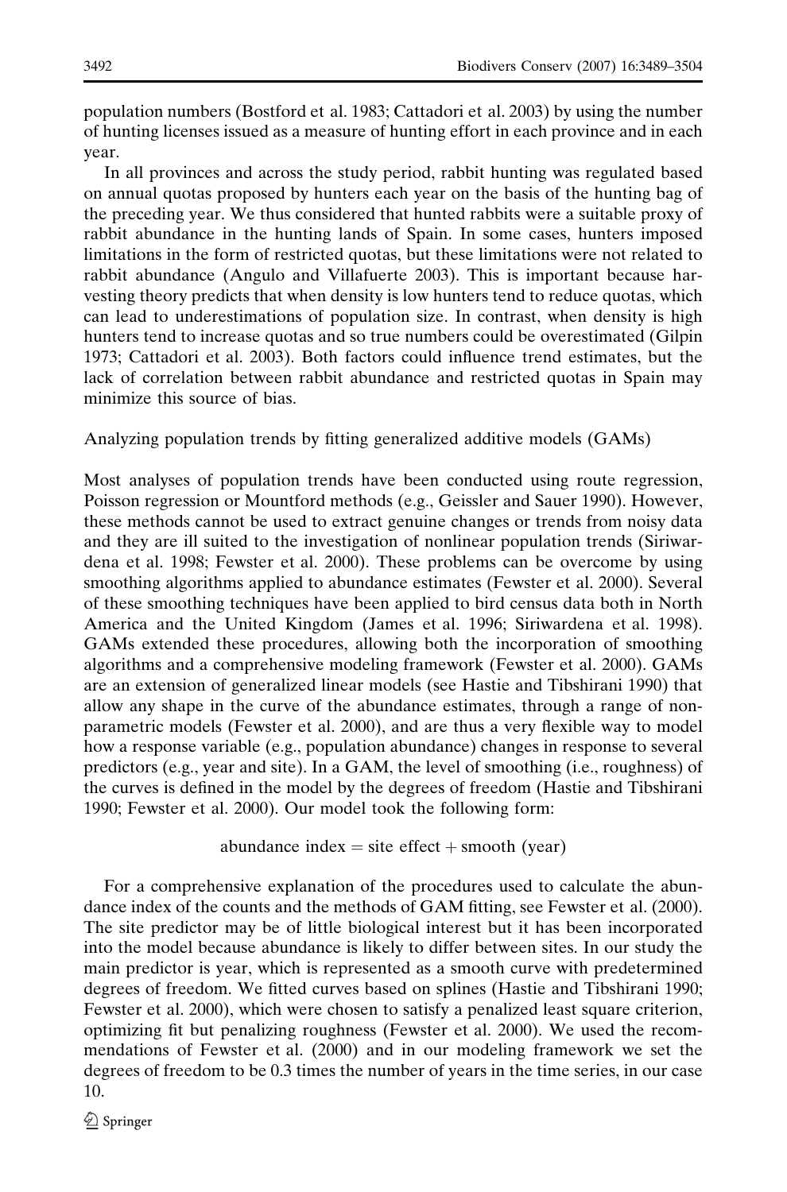population numbers (Bostford et al. 1983; Cattadori et al. 2003) by using the number of hunting licenses issued as a measure of hunting effort in each province and in each year.

In all provinces and across the study period, rabbit hunting was regulated based on annual quotas proposed by hunters each year on the basis of the hunting bag of the preceding year. We thus considered that hunted rabbits were a suitable proxy of rabbit abundance in the hunting lands of Spain. In some cases, hunters imposed limitations in the form of restricted quotas, but these limitations were not related to rabbit abundance (Angulo and Villafuerte 2003). This is important because harvesting theory predicts that when density is low hunters tend to reduce quotas, which can lead to underestimations of population size. In contrast, when density is high hunters tend to increase quotas and so true numbers could be overestimated (Gilpin 1973; Cattadori et al. 2003). Both factors could influence trend estimates, but the lack of correlation between rabbit abundance and restricted quotas in Spain may minimize this source of bias.

## Analyzing population trends by fitting generalized additive models (GAMs)

Most analyses of population trends have been conducted using route regression, Poisson regression or Mountford methods (e.g., Geissler and Sauer 1990). However, these methods cannot be used to extract genuine changes or trends from noisy data and they are ill suited to the investigation of nonlinear population trends (Siriwardena et al. 1998; Fewster et al. 2000). These problems can be overcome by using smoothing algorithms applied to abundance estimates (Fewster et al. 2000). Several of these smoothing techniques have been applied to bird census data both in North America and the United Kingdom (James et al. 1996; Siriwardena et al. 1998). GAMs extended these procedures, allowing both the incorporation of smoothing algorithms and a comprehensive modeling framework (Fewster et al. 2000). GAMs are an extension of generalized linear models (see Hastie and Tibshirani 1990) that allow any shape in the curve of the abundance estimates, through a range of non-parametric models (Fewster et al. 2000), and are thus a very flexible way to model how a response variable (e.g., population abundance) changes in response to several predictors (e.g., year and site). In a GAM, the level of smoothing (i.e., roughness) of the curves is defined in the model by the degrees of freedom (Hastie and Tibshirani 1990; Fewster et al. 2000). Our model took the following form:

$$\text{abundance index} = \text{site effect} + \text{smooth (year)}$$

For a comprehensive explanation of the procedures used to calculate the abundance index of the counts and the methods of GAM fitting, see Fewster et al. (2000). The site predictor may be of little biological interest but it has been incorporated into the model because abundance is likely to differ between sites. In our study the main predictor is year, which is represented as a smooth curve with predetermined degrees of freedom. We fitted curves based on splines (Hastie and Tibshirani 1990; Fewster et al. 2000), which were chosen to satisfy a penalized least square criterion, optimizing fit but penalizing roughness (Fewster et al. 2000). We used the recommendations of Fewster et al. (2000) and in our modeling framework we set the degrees of freedom to be 0.3 times the number of years in the time series, in our case 10.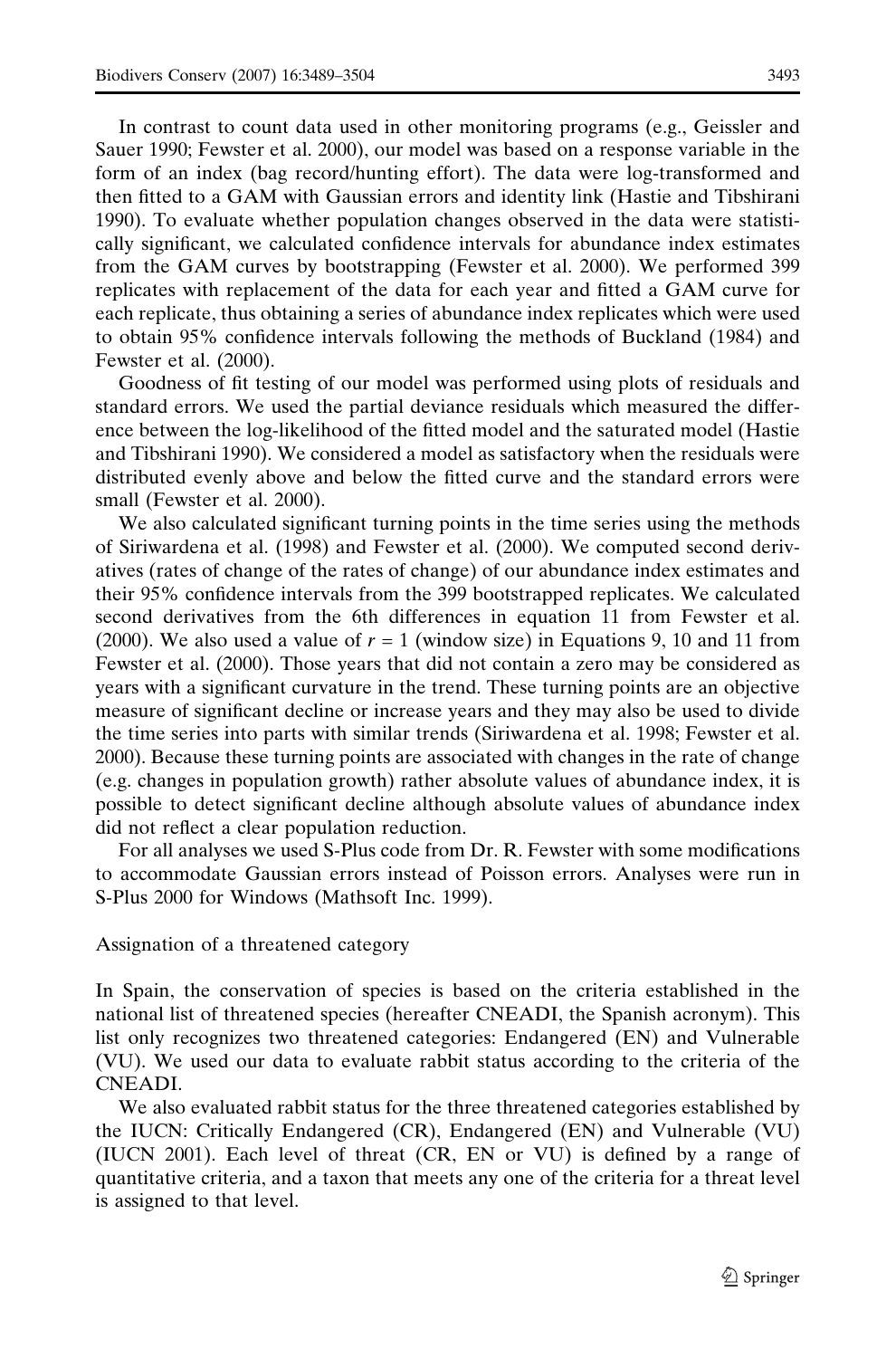In contrast to count data used in other monitoring programs (e.g., Geissler and Sauer 1990; Fewster et al. 2000), our model was based on a response variable in the form of an index (bag record/hunting effort). The data were log-transformed and then fitted to a GAM with Gaussian errors and identity link (Hastie and Tibshirani 1990). To evaluate whether population changes observed in the data were statistically significant, we calculated confidence intervals for abundance index estimates from the GAM curves by bootstrapping (Fewster et al. 2000). We performed 399 replicates with replacement of the data for each year and fitted a GAM curve for each replicate, thus obtaining a series of abundance index replicates which were used to obtain 95% confidence intervals following the methods of Buckland (1984) and Fewster et al. (2000).

Goodness of fit testing of our model was performed using plots of residuals and standard errors. We used the partial deviance residuals which measured the difference between the log-likelihood of the fitted model and the saturated model (Hastie and Tibshirani 1990). We considered a model as satisfactory when the residuals were distributed evenly above and below the fitted curve and the standard errors were small (Fewster et al. 2000).

We also calculated significant turning points in the time series using the methods of Siriwardena et al. (1998) and Fewster et al. (2000). We computed second derivatives (rates of change of the rates of change) of our abundance index estimates and their 95% confidence intervals from the 399 bootstrapped replicates. We calculated second derivatives from the 6th differences in equation 11 from Fewster et al. (2000). We also used a value of $r = 1$ (window size) in Equations 9, 10 and 11 from Fewster et al. (2000). Those years that did not contain a zero may be considered as years with a significant curvature in the trend. These turning points are an objective measure of significant decline or increase years and they may also be used to divide the time series into parts with similar trends (Siriwardena et al. 1998; Fewster et al. 2000). Because these turning points are associated with changes in the rate of change (e.g. changes in population growth) rather absolute values of abundance index, it is possible to detect significant decline although absolute values of abundance index did not reflect a clear population reduction.

For all analyses we used S-Plus code from Dr. R. Fewster with some modifications to accommodate Gaussian errors instead of Poisson errors. Analyses were run in S-Plus 2000 for Windows (Mathsoft Inc. 1999).

### Assignation of a threatened category

In Spain, the conservation of species is based on the criteria established in the national list of threatened species (hereafter CNEADI, the Spanish acronym). This list only recognizes two threatened categories: Endangered (EN) and Vulnerable (VU). We used our data to evaluate rabbit status according to the criteria of the CNEADI.

We also evaluated rabbit status for the three threatened categories established by the IUCN: Critically Endangered (CR), Endangered (EN) and Vulnerable (VU) (IUCN 2001). Each level of threat (CR, EN or VU) is defined by a range of quantitative criteria, and a taxon that meets any one of the criteria for a threat level is assigned to that level.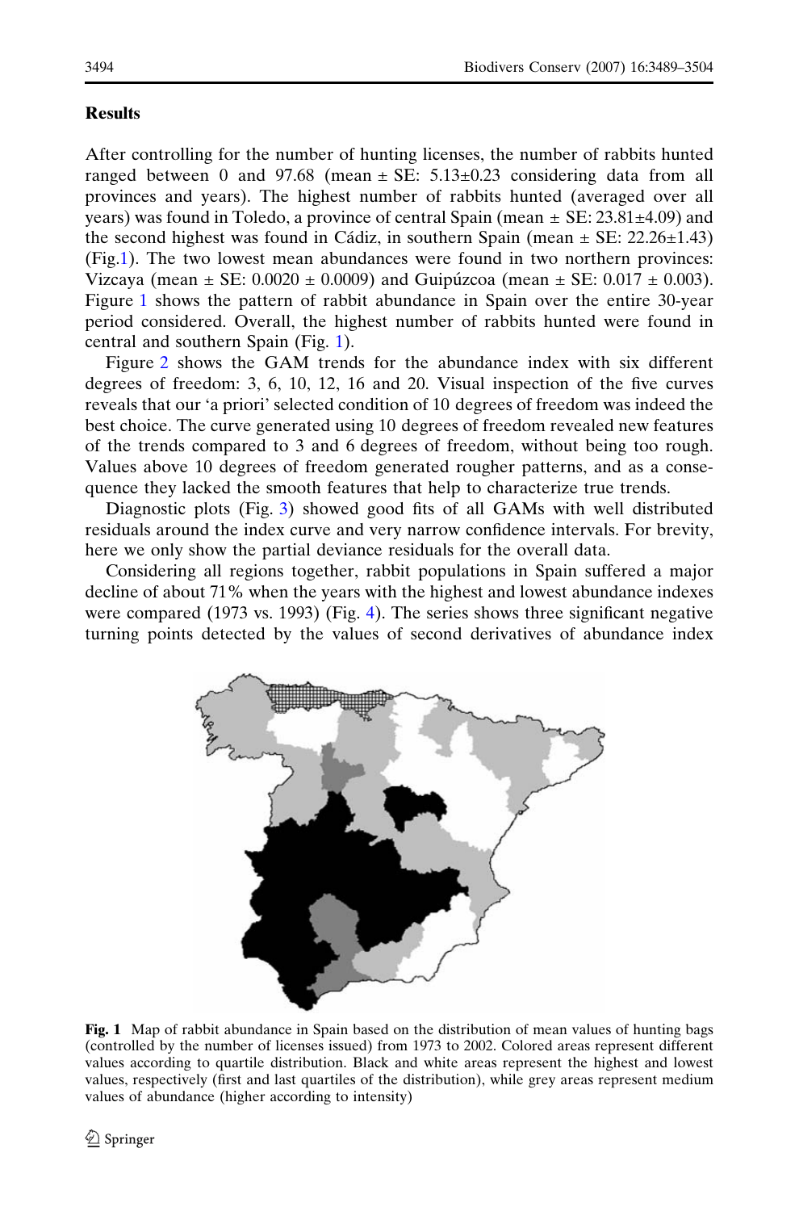## Results

After controlling for the number of hunting licenses, the number of rabbits hunted ranged between 0 and 97.68 (mean ± SE: 5.13±0.23 considering data from all provinces and years). The highest number of rabbits hunted (averaged over all years) was found in Toledo, a province of central Spain (mean ± SE: 23.81±4.09) and the second highest was found in Cádiz, in southern Spain (mean ± SE: 22.26±1.43) (Fig.1). The two lowest mean abundances were found in two northern provinces: Vizcaya (mean ± SE: 0.0020 ± 0.0009) and Guipúzcoa (mean ± SE: 0.017 ± 0.003). Figure 1 shows the pattern of rabbit abundance in Spain over the entire 30-year period considered. Overall, the highest number of rabbits hunted were found in central and southern Spain (Fig. 1).

Figure 2 shows the GAM trends for the abundance index with six different degrees of freedom: 3, 6, 10, 12, 16 and 20. Visual inspection of the five curves reveals that our 'a priori' selected condition of 10 degrees of freedom was indeed the best choice. The curve generated using 10 degrees of freedom revealed new features of the trends compared to 3 and 6 degrees of freedom, without being too rough. Values above 10 degrees of freedom generated rougher patterns, and as a consequence they lacked the smooth features that help to characterize true trends.

Diagnostic plots (Fig. 3) showed good fits of all GAMs with well distributed residuals around the index curve and very narrow confidence intervals. For brevity, here we only show the partial deviance residuals for the overall data.

Considering all regions together, rabbit populations in Spain suffered a major decline of about 71% when the years with the highest and lowest abundance indexes were compared (1973 vs. 1993) (Fig. 4). The series shows three significant negative turning points detected by the values of second derivatives of abundance index

**Fig. 1** Map of rabbit abundance in Spain based on the distribution of mean values of hunting bags (controlled by the number of licenses issued) from 1973 to 2002. Colored areas represent different values according to quartile distribution. Black and white areas represent the highest and lowest values, respectively (first and last quartiles of the distribution), while grey areas represent medium values of abundance (higher according to intensity)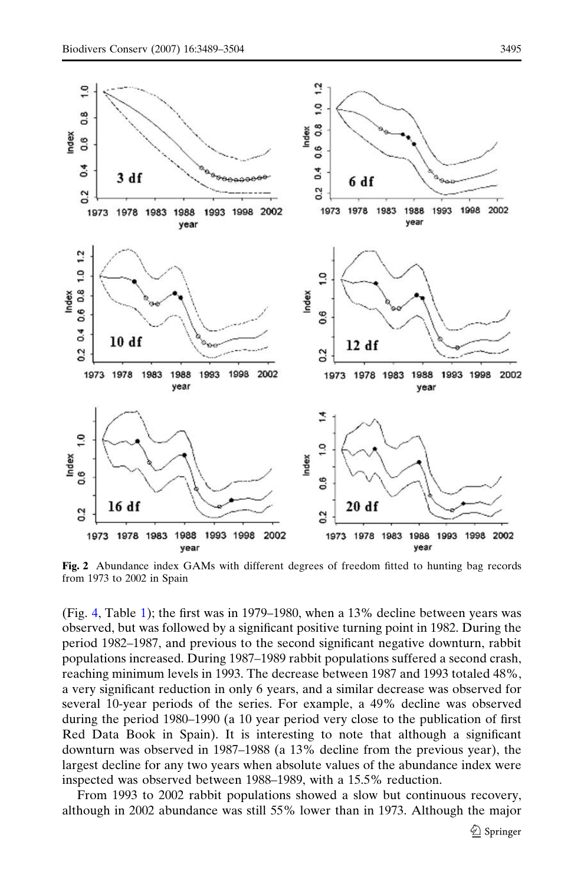**Fig. 2** Abundance index GAMs with different degrees of freedom fitted to hunting bag records from 1973 to 2002 in Spain

(Fig. 4, Table 1); the first was in 1979–1980, when a 13% decline between years was observed, but was followed by a significant positive turning point in 1982. During the period 1982–1987, and previous to the second significant negative downturn, rabbit populations increased. During 1987–1989 rabbit populations suffered a second crash, reaching minimum levels in 1993. The decrease between 1987 and 1993 totaled 48%, a very significant reduction in only 6 years, and a similar decrease was observed for several 10-year periods of the series. For example, a 49% decline was observed during the period 1980–1990 (a 10 year period very close to the publication of first Red Data Book in Spain). It is interesting to note that although a significant downturn was observed in 1987–1988 (a 13% decline from the previous year), the largest decline for any two years when absolute values of the abundance index were inspected was observed between 1988–1989, with a 15.5% reduction.

From 1993 to 2002 rabbit populations showed a slow but continuous recovery, although in 2002 abundance was still 55% lower than in 1973. Although the major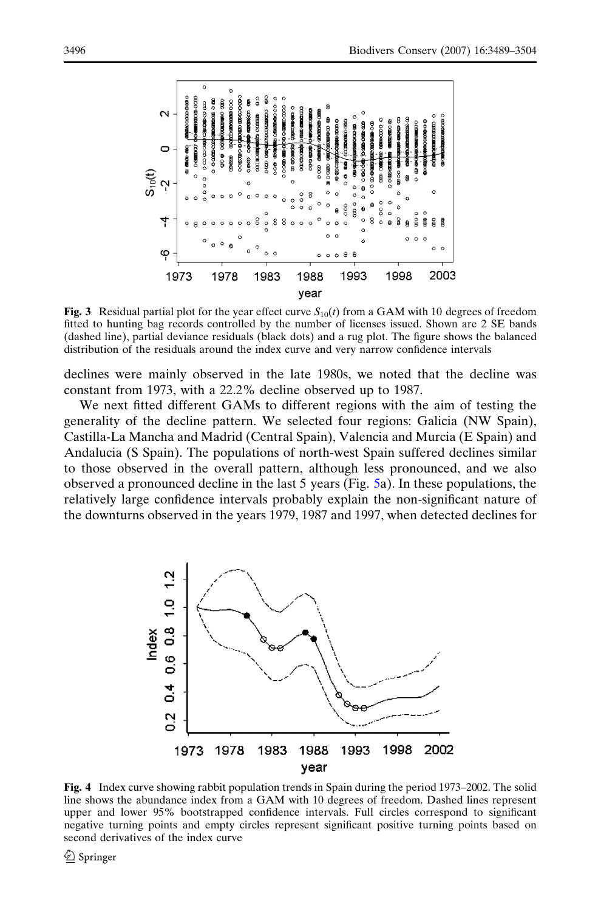**Fig. 3** Residual partial plot for the year effect curve $S_{10}(t)$ from a GAM with 10 degrees of freedom fitted to hunting bag records controlled by the number of licenses issued. Shown are 2 SE bands (dashed line), partial deviance residuals (black dots) and a rug plot. The figure shows the balanced distribution of the residuals around the index curve and very narrow confidence intervals

declines were mainly observed in the late 1980s, we noted that the decline was constant from 1973, with a 22.2% decline observed up to 1987.

We next fitted different GAMs to different regions with the aim of testing the generality of the decline pattern. We selected four regions: Galicia (NW Spain), Castilla-La Mancha and Madrid (Central Spain), Valencia and Murcia (E Spain) and Andalucia (S Spain). The populations of north-west Spain suffered declines similar to those observed in the overall pattern, although less pronounced, and we also observed a pronounced decline in the last 5 years (Fig. 5a). In these populations, the relatively large confidence intervals probably explain the non-significant nature of the downturns observed in the years 1979, 1987 and 1997, when detected declines for

**Fig. 4** Index curve showing rabbit population trends in Spain during the period 1973–2002. The solid line shows the abundance index from a GAM with 10 degrees of freedom. Dashed lines represent upper and lower 95% bootstrapped confidence intervals. Full circles correspond to significant negative turning points and empty circles represent significant positive turning points based on second derivatives of the index curve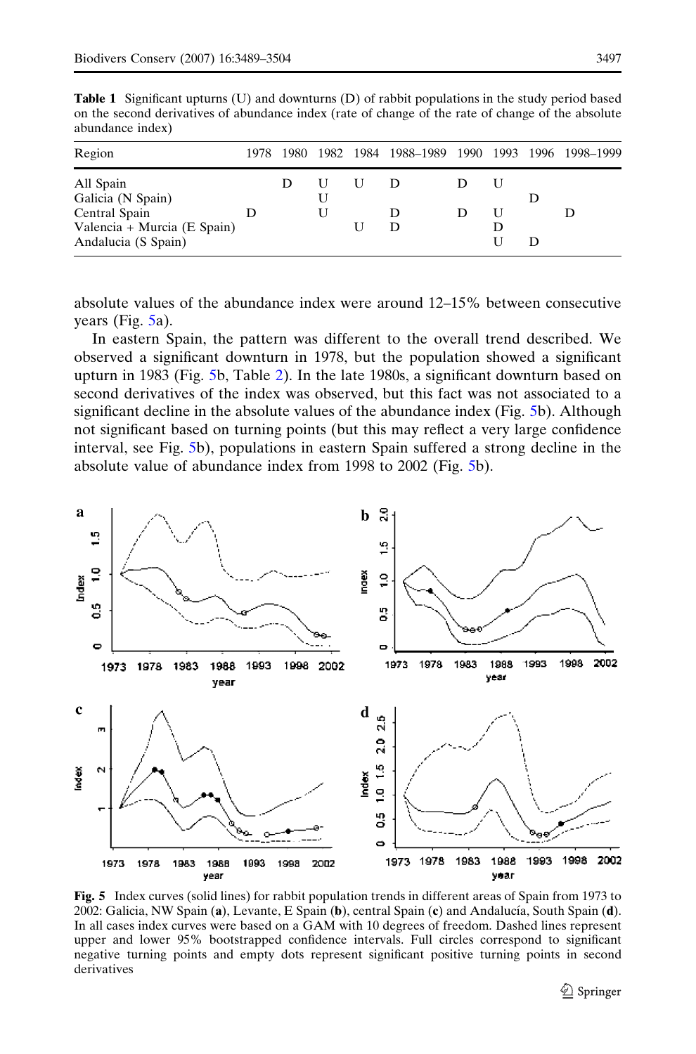**Table 1** Significant upturns (U) and downturns (D) of rabbit populations in the study period based on the second derivatives of abundance index (rate of change of the rate of change of the absolute abundance index)

| Region | 1978 | 1980 | 1982 | 1984 | 1988–1989 | 1990 | 1993 | 1996 | 1998–1999 |
|---|---|---|---|---|---|---|---|---|---|
| All Spain | | D | U | U | D | D | U | | |
| Galicia (N Spain) | | | U | | | | | D | |
| Central Spain | D | | U | | D | D | U | | D |
| Valencia + Murcia (E Spain) | | | | U | D | | D | | |
| Andalucia (S Spain) | | | | | | | U | D | |

absolute values of the abundance index were around 12–15% between consecutive years (Fig. 5a).

In eastern Spain, the pattern was different to the overall trend described. We observed a significant downturn in 1978, but the population showed a significant upturn in 1983 (Fig. 5b, Table 2). In the late 1980s, a significant downturn based on second derivatives of the index was observed, but this fact was not associated to a significant decline in the absolute values of the abundance index (Fig. 5b). Although not significant based on turning points (but this may reflect a very large confidence interval, see Fig. 5b), populations in eastern Spain suffered a strong decline in the absolute value of abundance index from 1998 to 2002 (Fig. 5b).

**Fig. 5** Index curves (solid lines) for rabbit population trends in different areas of Spain from 1973 to 2002: Galicia, NW Spain (**a**), Levante, E Spain (**b**), central Spain (**c**) and Andalucía, South Spain (**d**). In all cases index curves were based on a GAM with 10 degrees of freedom. Dashed lines represent upper and lower 95% bootstrapped confidence intervals. Full circles correspond to significant negative turning points and empty dots represent significant positive turning points in second derivatives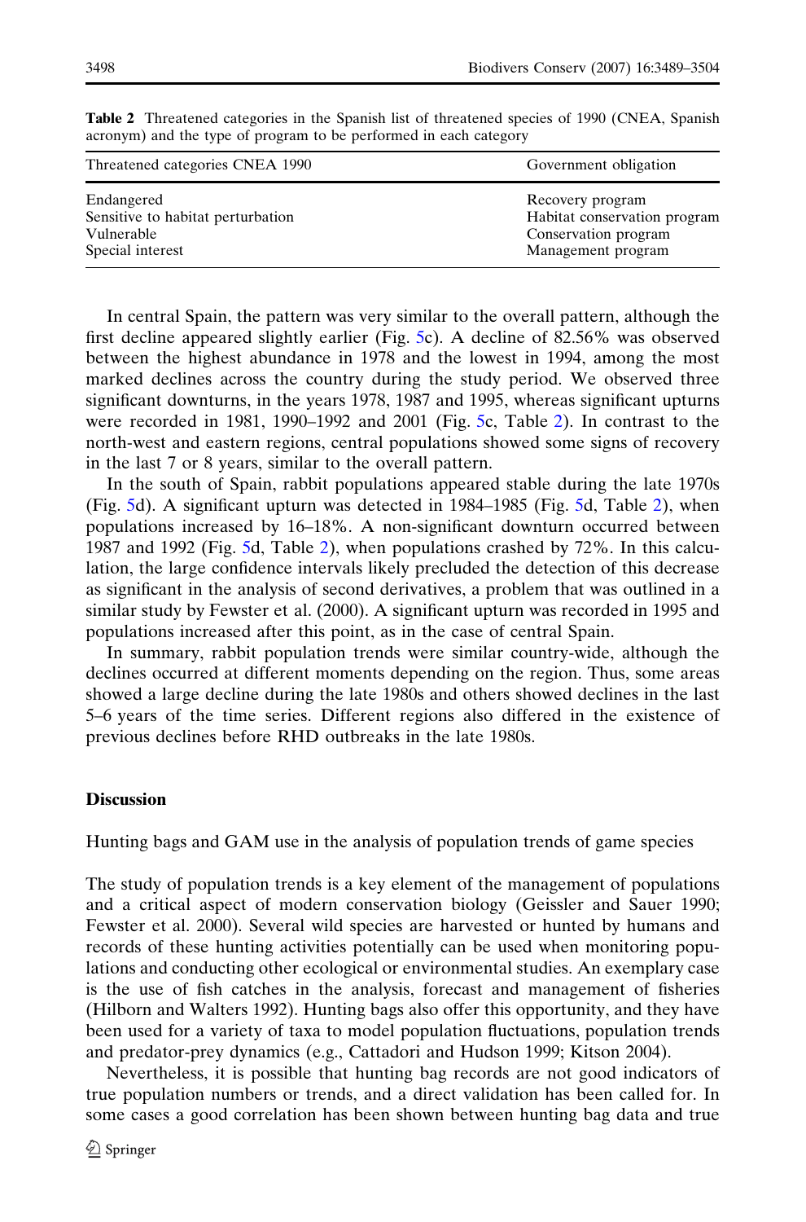**Table 2** Threatened categories in the Spanish list of threatened species of 1990 (CNEA, Spanish acronym) and the type of program to be performed in each category

| Threatened categories CNEA 1990 | Government obligation |
| --- | --- |
| Endangered | Recovery program |
| Sensitive to habitat perturbation | Habitat conservation program |
| Vulnerable | Conservation program |
| Special interest | Management program |

In central Spain, the pattern was very similar to the overall pattern, although the first decline appeared slightly earlier (Fig. 5c). A decline of 82.56% was observed between the highest abundance in 1978 and the lowest in 1994, among the most marked declines across the country during the study period. We observed three significant downturns, in the years 1978, 1987 and 1995, whereas significant upturns were recorded in 1981, 1990–1992 and 2001 (Fig. 5c, Table 2). In contrast to the north-west and eastern regions, central populations showed some signs of recovery in the last 7 or 8 years, similar to the overall pattern.

In the south of Spain, rabbit populations appeared stable during the late 1970s (Fig. 5d). A significant upturn was detected in 1984–1985 (Fig. 5d, Table 2), when populations increased by 16–18%. A non-significant downturn occurred between 1987 and 1992 (Fig. 5d, Table 2), when populations crashed by 72%. In this calculation, the large confidence intervals likely precluded the detection of this decrease as significant in the analysis of second derivatives, a problem that was outlined in a similar study by Fewster et al. (2000). A significant upturn was recorded in 1995 and populations increased after this point, as in the case of central Spain.

In summary, rabbit population trends were similar country-wide, although the declines occurred at different moments depending on the region. Thus, some areas showed a large decline during the late 1980s and others showed declines in the last 5–6 years of the time series. Different regions also differed in the existence of previous declines before RHD outbreaks in the late 1980s.

## Discussion

### Hunting bags and GAM use in the analysis of population trends of game species

The study of population trends is a key element of the management of populations and a critical aspect of modern conservation biology (Geissler and Sauer 1990; Fewster et al. 2000). Several wild species are harvested or hunted by humans and records of these hunting activities potentially can be used when monitoring populations and conducting other ecological or environmental studies. An exemplary case is the use of fish catches in the analysis, forecast and management of fisheries (Hilborn and Walters 1992). Hunting bags also offer this opportunity, and they have been used for a variety of taxa to model population fluctuations, population trends and predator-prey dynamics (e.g., Cattadori and Hudson 1999; Kitson 2004).

Nevertheless, it is possible that hunting bag records are not good indicators of true population numbers or trends, and a direct validation has been called for. In some cases a good correlation has been shown between hunting bag data and true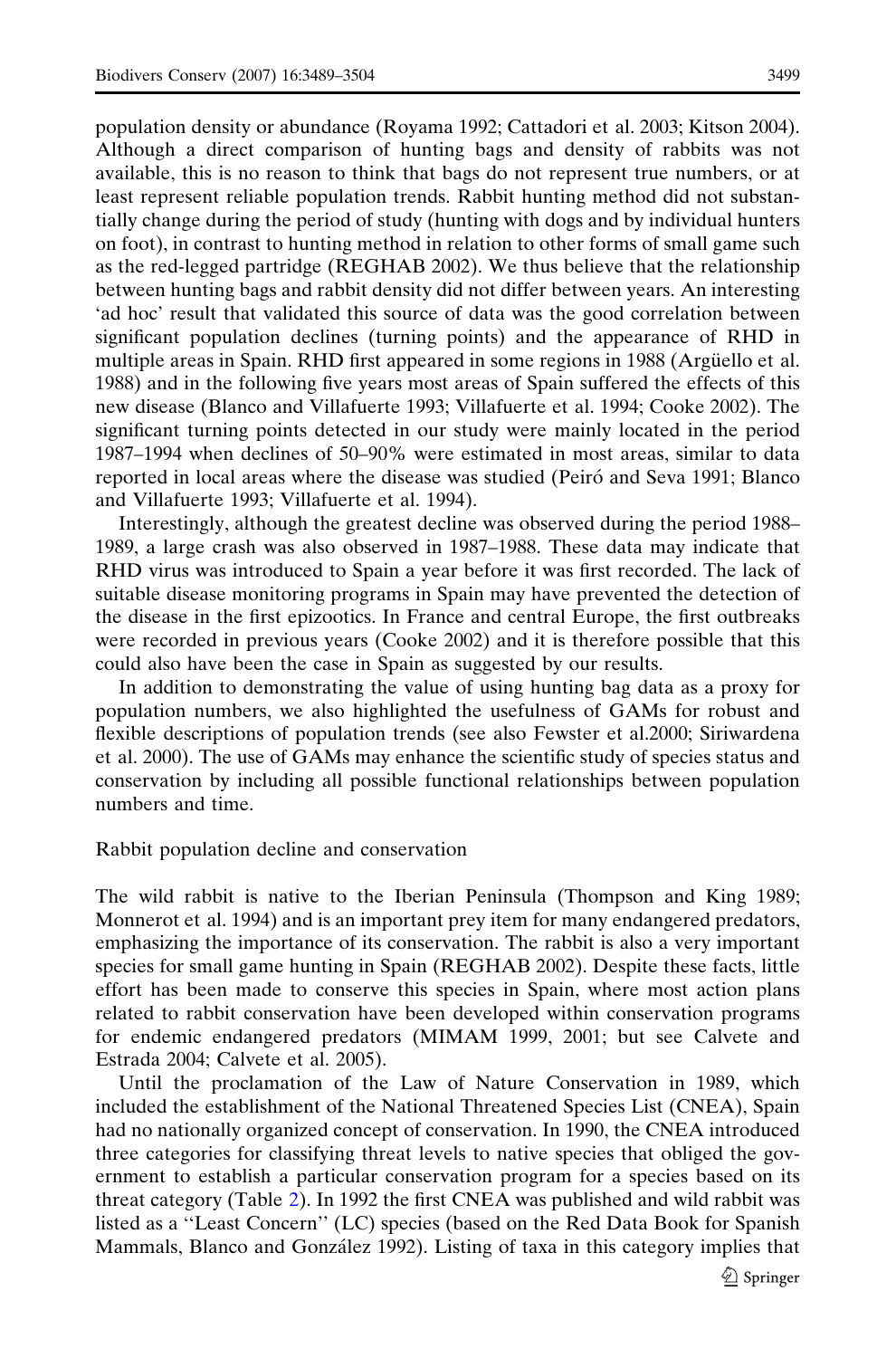population density or abundance (Royama 1992; Cattadori et al. 2003; Kitson 2004). Although a direct comparison of hunting bags and density of rabbits was not available, this is no reason to think that bags do not represent true numbers, or at least represent reliable population trends. Rabbit hunting method did not substantially change during the period of study (hunting with dogs and by individual hunters on foot), in contrast to hunting method in relation to other forms of small game such as the red-legged partridge (REGHAB 2002). We thus believe that the relationship between hunting bags and rabbit density did not differ between years. An interesting 'ad hoc' result that validated this source of data was the good correlation between significant population declines (turning points) and the appearance of RHD in multiple areas in Spain. RHD first appeared in some regions in 1988 (Argüello et al. 1988) and in the following five years most areas of Spain suffered the effects of this new disease (Blanco and Villafuerte 1993; Villafuerte et al. 1994; Cooke 2002). The significant turning points detected in our study were mainly located in the period 1987–1994 when declines of 50–90% were estimated in most areas, similar to data reported in local areas where the disease was studied (Peiró and Seva 1991; Blanco and Villafuerte 1993; Villafuerte et al. 1994).

Interestingly, although the greatest decline was observed during the period 1988–1989, a large crash was also observed in 1987–1988. These data may indicate that RHD virus was introduced to Spain a year before it was first recorded. The lack of suitable disease monitoring programs in Spain may have prevented the detection of the disease in the first epizootics. In France and central Europe, the first outbreaks were recorded in previous years (Cooke 2002) and it is therefore possible that this could also have been the case in Spain as suggested by our results.

In addition to demonstrating the value of using hunting bag data as a proxy for population numbers, we also highlighted the usefulness of GAMs for robust and flexible descriptions of population trends (see also Fewster et al.2000; Siriwardena et al. 2000). The use of GAMs may enhance the scientific study of species status and conservation by including all possible functional relationships between population numbers and time.

## Rabbit population decline and conservation

The wild rabbit is native to the Iberian Peninsula (Thompson and King 1989; Monnerot et al. 1994) and is an important prey item for many endangered predators, emphasizing the importance of its conservation. The rabbit is also a very important species for small game hunting in Spain (REGHAB 2002). Despite these facts, little effort has been made to conserve this species in Spain, where most action plans related to rabbit conservation have been developed within conservation programs for endemic endangered predators (MIMAM 1999, 2001; but see Calvete and Estrada 2004; Calvete et al. 2005).

Until the proclamation of the Law of Nature Conservation in 1989, which included the establishment of the National Threatened Species List (CNEA), Spain had no nationally organized concept of conservation. In 1990, the CNEA introduced three categories for classifying threat levels to native species that obliged the government to establish a particular conservation program for a species based on its threat category (Table 2). In 1992 the first CNEA was published and wild rabbit was listed as a "Least Concern" (LC) species (based on the Red Data Book for Spanish Mammals, Blanco and González 1992). Listing of taxa in this category implies that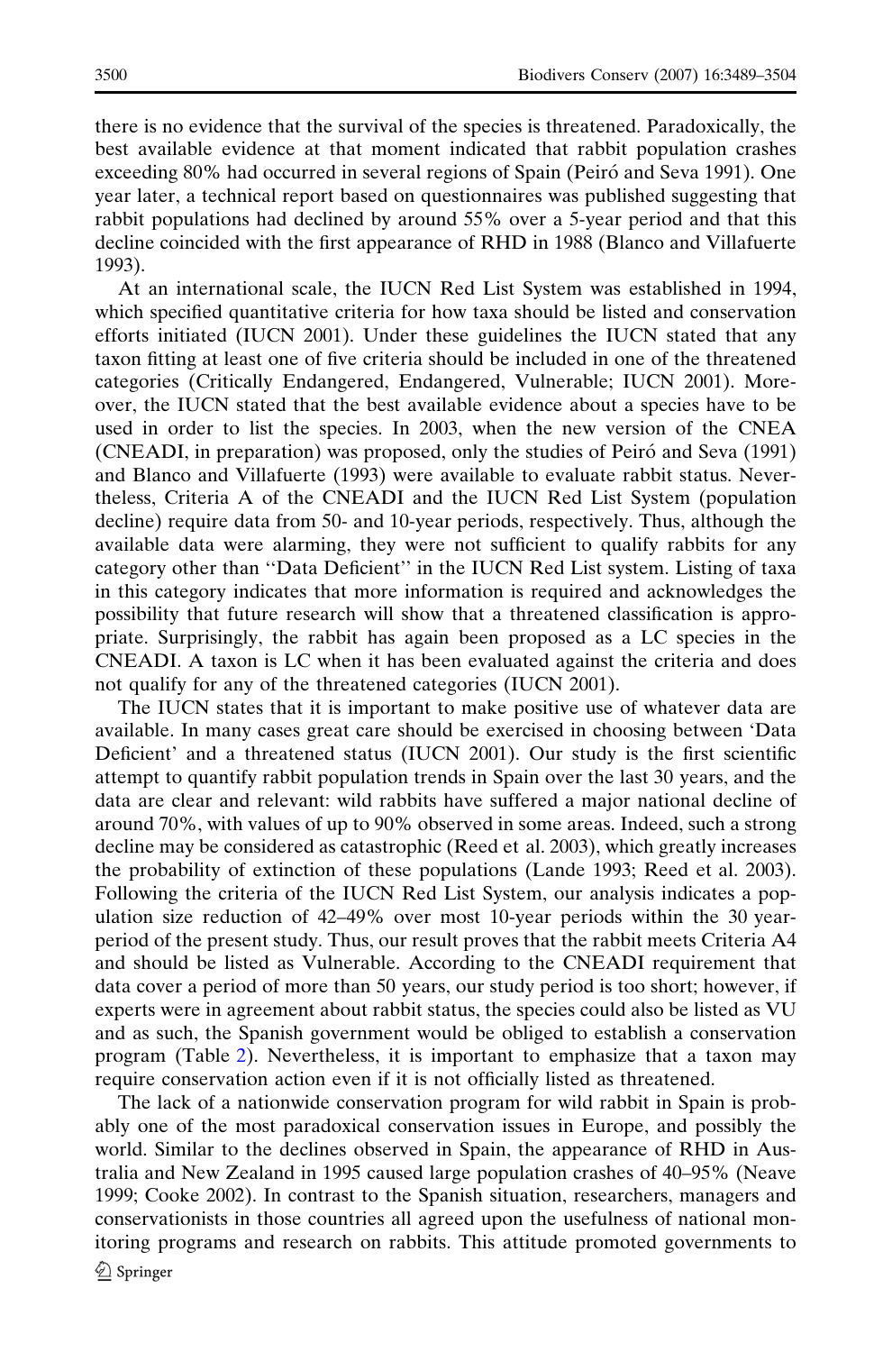there is no evidence that the survival of the species is threatened. Paradoxically, the best available evidence at that moment indicated that rabbit population crashes exceeding 80% had occurred in several regions of Spain (Peiró and Seva 1991). One year later, a technical report based on questionnaires was published suggesting that rabbit populations had declined by around 55% over a 5-year period and that this decline coincided with the first appearance of RHD in 1988 (Blanco and Villafuerte 1993).

At an international scale, the IUCN Red List System was established in 1994, which specified quantitative criteria for how taxa should be listed and conservation efforts initiated (IUCN 2001). Under these guidelines the IUCN stated that any taxon fitting at least one of five criteria should be included in one of the threatened categories (Critically Endangered, Endangered, Vulnerable; IUCN 2001). Moreover, the IUCN stated that the best available evidence about a species have to be used in order to list the species. In 2003, when the new version of the CNEA (CNEADI, in preparation) was proposed, only the studies of Peiró and Seva (1991) and Blanco and Villafuerte (1993) were available to evaluate rabbit status. Nevertheless, Criteria A of the CNEADI and the IUCN Red List System (population decline) require data from 50- and 10-year periods, respectively. Thus, although the available data were alarming, they were not sufficient to qualify rabbits for any category other than "Data Deficient" in the IUCN Red List system. Listing of taxa in this category indicates that more information is required and acknowledges the possibility that future research will show that a threatened classification is appropriate. Surprisingly, the rabbit has again been proposed as a LC species in the CNEADI. A taxon is LC when it has been evaluated against the criteria and does not qualify for any of the threatened categories (IUCN 2001).

The IUCN states that it is important to make positive use of whatever data are available. In many cases great care should be exercised in choosing between 'Data Deficient' and a threatened status (IUCN 2001). Our study is the first scientific attempt to quantify rabbit population trends in Spain over the last 30 years, and the data are clear and relevant: wild rabbits have suffered a major national decline of around 70%, with values of up to 90% observed in some areas. Indeed, such a strong decline may be considered as catastrophic (Reed et al. 2003), which greatly increases the probability of extinction of these populations (Lande 1993; Reed et al. 2003). Following the criteria of the IUCN Red List System, our analysis indicates a population size reduction of 42–49% over most 10-year periods within the 30 year-period of the present study. Thus, our result proves that the rabbit meets Criteria A4 and should be listed as Vulnerable. According to the CNEADI requirement that data cover a period of more than 50 years, our study period is too short; however, if experts were in agreement about rabbit status, the species could also be listed as VU and as such, the Spanish government would be obliged to establish a conservation program (Table 2). Nevertheless, it is important to emphasize that a taxon may require conservation action even if it is not officially listed as threatened.

The lack of a nationwide conservation program for wild rabbit in Spain is probably one of the most paradoxical conservation issues in Europe, and possibly the world. Similar to the declines observed in Spain, the appearance of RHD in Australia and New Zealand in 1995 caused large population crashes of 40–95% (Neave 1999; Cooke 2002). In contrast to the Spanish situation, researchers, managers and conservationists in those countries all agreed upon the usefulness of national monitoring programs and research on rabbits. This attitude promoted governments to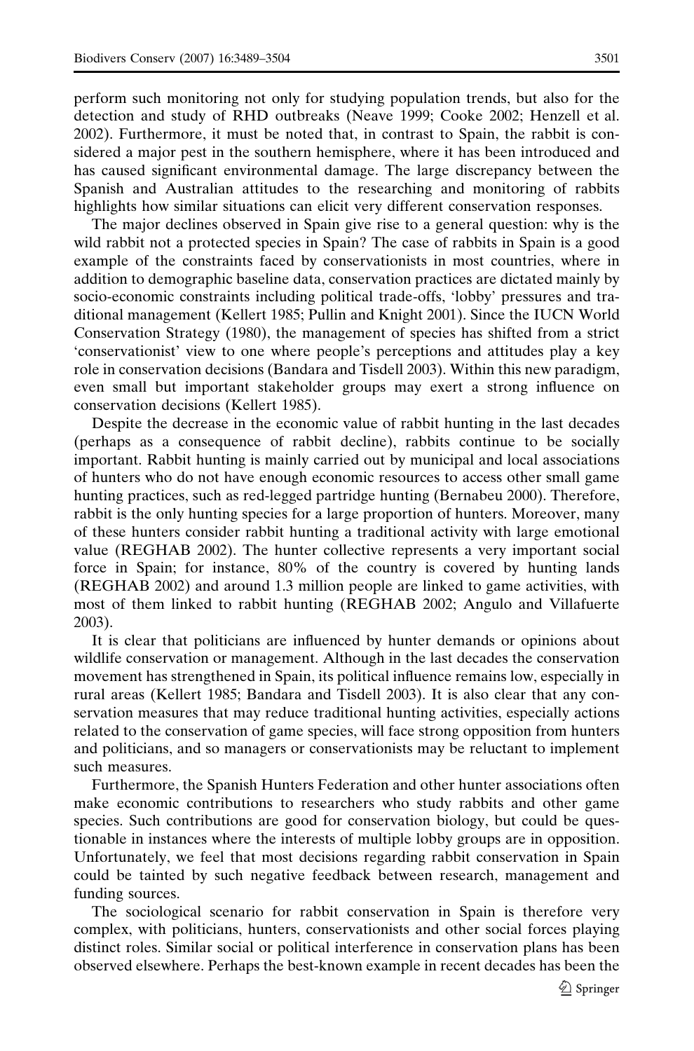perform such monitoring not only for studying population trends, but also for the detection and study of RHD outbreaks (Neave 1999; Cooke 2002; Henzell et al. 2002). Furthermore, it must be noted that, in contrast to Spain, the rabbit is considered a major pest in the southern hemisphere, where it has been introduced and has caused significant environmental damage. The large discrepancy between the Spanish and Australian attitudes to the researching and monitoring of rabbits highlights how similar situations can elicit very different conservation responses.

The major declines observed in Spain give rise to a general question: why is the wild rabbit not a protected species in Spain? The case of rabbits in Spain is a good example of the constraints faced by conservationists in most countries, where in addition to demographic baseline data, conservation practices are dictated mainly by socio-economic constraints including political trade-offs, 'lobby' pressures and traditional management (Kellert 1985; Pullin and Knight 2001). Since the IUCN World Conservation Strategy (1980), the management of species has shifted from a strict 'conservationist' view to one where people's perceptions and attitudes play a key role in conservation decisions (Bandara and Tisdell 2003). Within this new paradigm, even small but important stakeholder groups may exert a strong influence on conservation decisions (Kellert 1985).

Despite the decrease in the economic value of rabbit hunting in the last decades (perhaps as a consequence of rabbit decline), rabbits continue to be socially important. Rabbit hunting is mainly carried out by municipal and local associations of hunters who do not have enough economic resources to access other small game hunting practices, such as red-legged partridge hunting (Bernabeu 2000). Therefore, rabbit is the only hunting species for a large proportion of hunters. Moreover, many of these hunters consider rabbit hunting a traditional activity with large emotional value (REGHAB 2002). The hunter collective represents a very important social force in Spain; for instance, 80% of the country is covered by hunting lands (REGHAB 2002) and around 1.3 million people are linked to game activities, with most of them linked to rabbit hunting (REGHAB 2002; Angulo and Villafuerte 2003).

It is clear that politicians are influenced by hunter demands or opinions about wildlife conservation or management. Although in the last decades the conservation movement has strengthened in Spain, its political influence remains low, especially in rural areas (Kellert 1985; Bandara and Tisdell 2003). It is also clear that any conservation measures that may reduce traditional hunting activities, especially actions related to the conservation of game species, will face strong opposition from hunters and politicians, and so managers or conservationists may be reluctant to implement such measures.

Furthermore, the Spanish Hunters Federation and other hunter associations often make economic contributions to researchers who study rabbits and other game species. Such contributions are good for conservation biology, but could be questionable in instances where the interests of multiple lobby groups are in opposition. Unfortunately, we feel that most decisions regarding rabbit conservation in Spain could be tainted by such negative feedback between research, management and funding sources.

The sociological scenario for rabbit conservation in Spain is therefore very complex, with politicians, hunters, conservationists and other social forces playing distinct roles. Similar social or political interference in conservation plans has been observed elsewhere. Perhaps the best-known example in recent decades has been the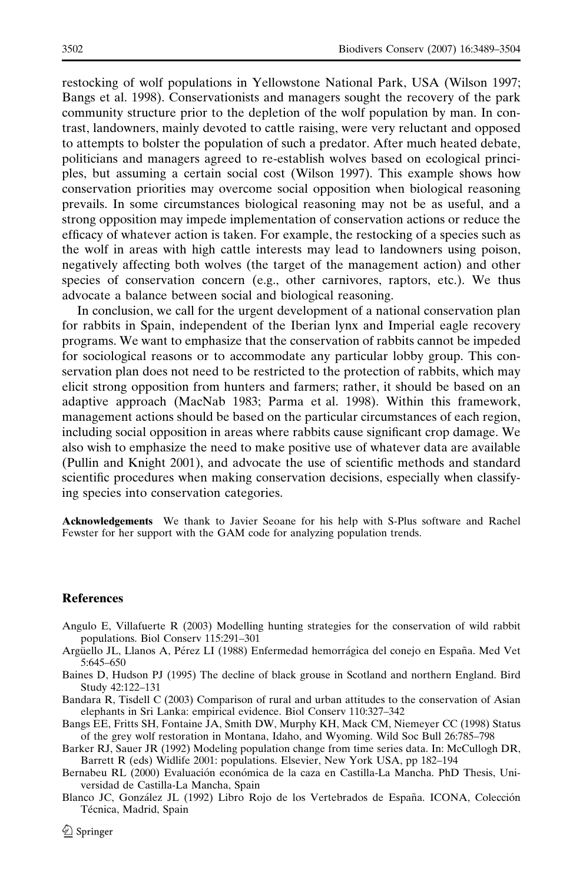restocking of wolf populations in Yellowstone National Park, USA (Wilson 1997; Bangs et al. 1998). Conservationists and managers sought the recovery of the park community structure prior to the depletion of the wolf population by man. In contrast, landowners, mainly devoted to cattle raising, were very reluctant and opposed to attempts to bolster the population of such a predator. After much heated debate, politicians and managers agreed to re-establish wolves based on ecological principles, but assuming a certain social cost (Wilson 1997). This example shows how conservation priorities may overcome social opposition when biological reasoning prevails. In some circumstances biological reasoning may not be as useful, and a strong opposition may impede implementation of conservation actions or reduce the efficacy of whatever action is taken. For example, the restocking of a species such as the wolf in areas with high cattle interests may lead to landowners using poison, negatively affecting both wolves (the target of the management action) and other species of conservation concern (e.g., other carnivores, raptors, etc.). We thus advocate a balance between social and biological reasoning.

In conclusion, we call for the urgent development of a national conservation plan for rabbits in Spain, independent of the Iberian lynx and Imperial eagle recovery programs. We want to emphasize that the conservation of rabbits cannot be impeded for sociological reasons or to accommodate any particular lobby group. This conservation plan does not need to be restricted to the protection of rabbits, which may elicit strong opposition from hunters and farmers; rather, it should be based on an adaptive approach (MacNab 1983; Parma et al. 1998). Within this framework, management actions should be based on the particular circumstances of each region, including social opposition in areas where rabbits cause significant crop damage. We also wish to emphasize the need to make positive use of whatever data are available (Pullin and Knight 2001), and advocate the use of scientific methods and standard scientific procedures when making conservation decisions, especially when classifying species into conservation categories.

**Acknowledgements** We thank to Javier Seoane for his help with S-Plus software and Rachel Fewster for her support with the GAM code for analyzing population trends.

## References

Angulo E, Villafuerte R (2003) Modelling hunting strategies for the conservation of wild rabbit populations. Biol Conserv 115:291–301

Argüello JL, Llanos A, Pérez LI (1988) Enfermedad hemorrágica del conejo en España. Med Vet 5:645–650

Baines D, Hudson PJ (1995) The decline of black grouse in Scotland and northern England. Bird Study 42:122–131

Bandara R, Tisdell C (2003) Comparison of rural and urban attitudes to the conservation of Asian elephants in Sri Lanka: empirical evidence. Biol Conserv 110:327–342

Bangs EE, Fritts SH, Fontaine JA, Smith DW, Murphy KH, Mack CM, Niemeyer CC (1998) Status of the grey wolf restoration in Montana, Idaho, and Wyoming. Wild Soc Bull 26:785–798

Barker RJ, Sauer JR (1992) Modeling population change from time series data. In: McCullogh DR, Barrett R (eds) Widlife 2001: populations. Elsevier, New York USA, pp 182–194

Bernabeu RL (2000) Evaluación económica de la caza en Castilla-La Mancha. PhD Thesis, Universidad de Castilla-La Mancha, Spain

Blanco JC, González JL (1992) Libro Rojo de los Vertebrados de España. ICONA, Colección Técnica, Madrid, Spain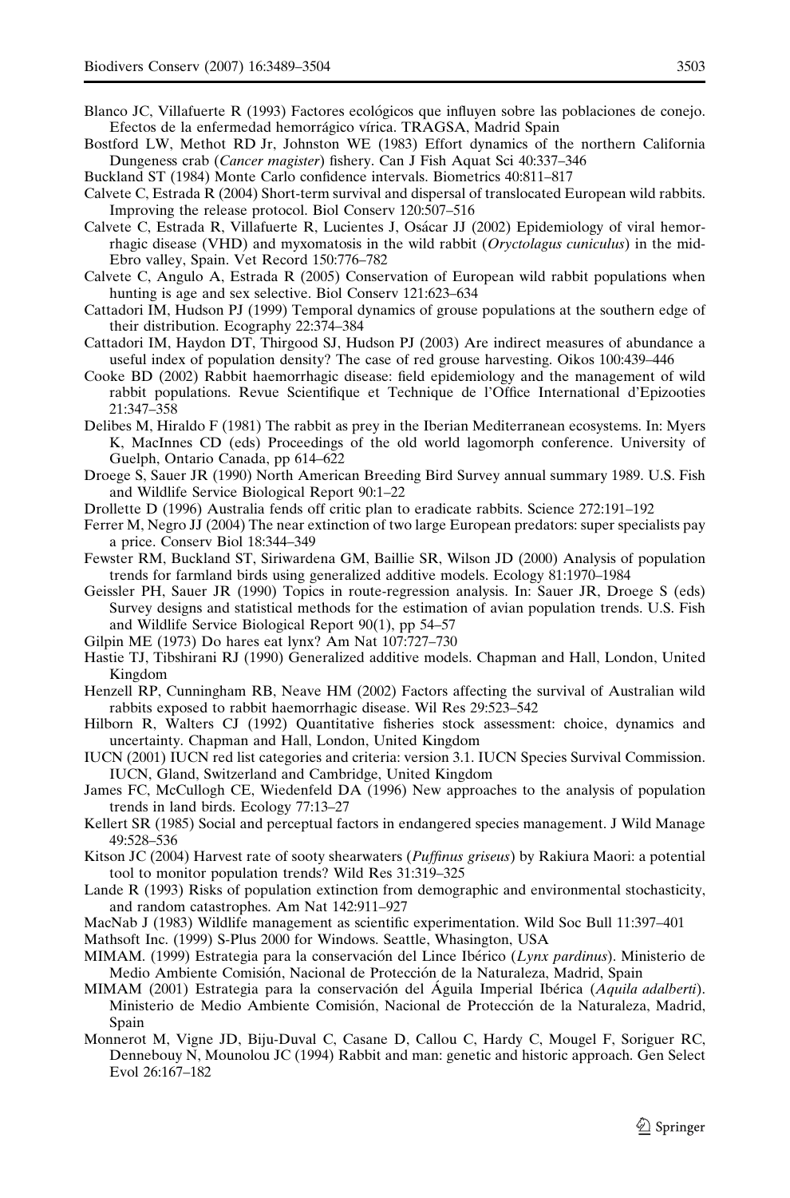Blanco JC, Villafuerte R (1993) Factores ecológicos que influyen sobre las poblaciones de conejo. Efectos de la enfermedad hemorrágico vírica. TRAGSA, Madrid Spain

Bostford LW, Methot RD Jr, Johnston WE (1983) Effort dynamics of the northern California Dungeness crab (*Cancer magister*) fishery. Can J Fish Aquat Sci 40:337–346

Buckland ST (1984) Monte Carlo confidence intervals. Biometrics 40:811–817

Calvete C, Estrada R (2004) Short-term survival and dispersal of translocated European wild rabbits. Improving the release protocol. Biol Conserv 120:507–516

Calvete C, Estrada R, Villafuerte R, Lucientes J, Osácar JJ (2002) Epidemiology of viral hemorrhagic disease (VHD) and myxomatosis in the wild rabbit (*Oryctolagus cuniculus*) in the mid-Ebro valley, Spain. Vet Record 150:776–782

Calvete C, Angulo A, Estrada R (2005) Conservation of European wild rabbit populations when hunting is age and sex selective. Biol Conserv 121:623–634

Cattadori IM, Hudson PJ (1999) Temporal dynamics of grouse populations at the southern edge of their distribution. Ecography 22:374–384

Cattadori IM, Haydon DT, Thirgood SJ, Hudson PJ (2003) Are indirect measures of abundance a useful index of population density? The case of red grouse harvesting. Oikos 100:439–446

Cooke BD (2002) Rabbit haemorrhagic disease: field epidemiology and the management of wild rabbit populations. Revue Scientifique et Technique de l'Office International d'Epizooties 21:347–358

Delibes M, Hiraldo F (1981) The rabbit as prey in the Iberian Mediterranean ecosystems. In: Myers K, MacInnes CD (eds) Proceedings of the old world lagomorph conference. University of Guelph, Ontario Canada, pp 614–622

Droege S, Sauer JR (1990) North American Breeding Bird Survey annual summary 1989. U.S. Fish and Wildlife Service Biological Report 90:1–22

Drollette D (1996) Australia fends off critic plan to eradicate rabbits. Science 272:191–192

Ferrer M, Negro JJ (2004) The near extinction of two large European predators: super specialists pay a price. Conserv Biol 18:344–349

Fewster RM, Buckland ST, Siriwardena GM, Baillie SR, Wilson JD (2000) Analysis of population trends for farmland birds using generalized additive models. Ecology 81:1970–1984

Geissler PH, Sauer JR (1990) Topics in route-regression analysis. In: Sauer JR, Droege S (eds) Survey designs and statistical methods for the estimation of avian population trends. U.S. Fish and Wildlife Service Biological Report 90(1), pp 54–57

Gilpin ME (1973) Do hares eat lynx? Am Nat 107:727–730

Hastie TJ, Tibshirani RJ (1990) Generalized additive models. Chapman and Hall, London, United Kingdom

Henzell RP, Cunningham RB, Neave HM (2002) Factors affecting the survival of Australian wild rabbits exposed to rabbit haemorrhagic disease. Wil Res 29:523–542

Hilborn R, Walters CJ (1992) Quantitative fisheries stock assessment: choice, dynamics and uncertainty. Chapman and Hall, London, United Kingdom

IUCN (2001) IUCN red list categories and criteria: version 3.1. IUCN Species Survival Commission. IUCN, Gland, Switzerland and Cambridge, United Kingdom

James FC, McCullogh CE, Wiedenfeld DA (1996) New approaches to the analysis of population trends in land birds. Ecology 77:13–27

Kellert SR (1985) Social and perceptual factors in endangered species management. J Wild Manage 49:528–536

Kitson JC (2004) Harvest rate of sooty shearwaters (*Puffinus griseus*) by Rakiura Maori: a potential tool to monitor population trends? Wild Res 31:319–325

Lande R (1993) Risks of population extinction from demographic and environmental stochasticity, and random catastrophes. Am Nat 142:911–927

MacNab J (1983) Wildlife management as scientific experimentation. Wild Soc Bull 11:397–401

Mathsoft Inc. (1999) S-Plus 2000 for Windows. Seattle, Whasington, USA

MIMAM. (1999) Estrategia para la conservación del Lince Ibérico (*Lynx pardinus*). Ministerio de Medio Ambiente Comisión, Nacional de Protección de la Naturaleza, Madrid, Spain

MIMAM (2001) Estrategia para la conservación del Águila Imperial Ibérica (*Aquila adalberti*). Ministerio de Medio Ambiente Comisión, Nacional de Protección de la Naturaleza, Madrid, Spain

Monnerot M, Vigne JD, Biju-Duval C, Casane D, Callou C, Hardy C, Mougel F, Soriguer RC, Dennebouy N, Mounolou JC (1994) Rabbit and man: genetic and historic approach. Gen Select Evol 26:167–182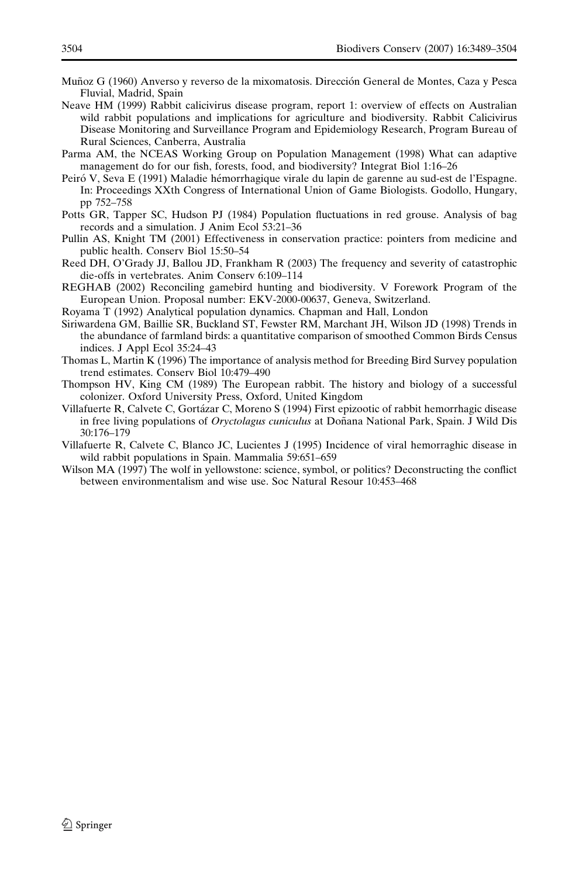Muñoz G (1960) Anverso y reverso de la mixomatosis. Dirección General de Montes, Caza y Pesca Fluvial, Madrid, Spain

Neave HM (1999) Rabbit calicivirus disease program, report 1: overview of effects on Australian wild rabbit populations and implications for agriculture and biodiversity. Rabbit Calicivirus Disease Monitoring and Surveillance Program and Epidemiology Research, Program Bureau of Rural Sciences, Canberra, Australia

Parma AM, the NCEAS Working Group on Population Management (1998) What can adaptive management do for our fish, forests, food, and biodiversity? Integrat Biol 1:16–26

Peiró V, Seva E (1991) Maladie hémorrhagique virale du lapin de garenne au sud-est de l'Espagne. In: Proceedings XXth Congress of International Union of Game Biologists. Godollo, Hungary, pp 752–758

Potts GR, Tapper SC, Hudson PJ (1984) Population fluctuations in red grouse. Analysis of bag records and a simulation. J Anim Ecol 53:21–36

Pullin AS, Knight TM (2001) Effectiveness in conservation practice: pointers from medicine and public health. Conserv Biol 15:50–54

Reed DH, O'Grady JJ, Ballou JD, Frankham R (2003) The frequency and severity of catastrophic die-offs in vertebrates. Anim Conserv 6:109–114

REGHAB (2002) Reconciling gamebird hunting and biodiversity. V Forework Program of the European Union. Proposal number: EKV-2000-00637, Geneva, Switzerland.

Royama T (1992) Analytical population dynamics. Chapman and Hall, London

Siriwardena GM, Baillie SR, Buckland ST, Fewster RM, Marchant JH, Wilson JD (1998) Trends in the abundance of farmland birds: a quantitative comparison of smoothed Common Birds Census indices. J Appl Ecol 35:24–43

Thomas L, Martin K (1996) The importance of analysis method for Breeding Bird Survey population trend estimates. Conserv Biol 10:479–490

Thompson HV, King CM (1989) The European rabbit. The history and biology of a successful colonizer. Oxford University Press, Oxford, United Kingdom

Villafuerte R, Calvete C, Gortázar C, Moreno S (1994) First epizootic of rabbit hemorrhagic disease in free living populations of *Oryctolagus cuniculus* at Doñana National Park, Spain. J Wild Dis 30:176–179

Villafuerte R, Calvete C, Blanco JC, Lucientes J (1995) Incidence of viral hemorraghic disease in wild rabbit populations in Spain. Mammalia 59:651–659

Wilson MA (1997) The wolf in yellowstone: science, symbol, or politics? Deconstructing the conflict between environmentalism and wise use. Soc Natural Resour 10:453–468